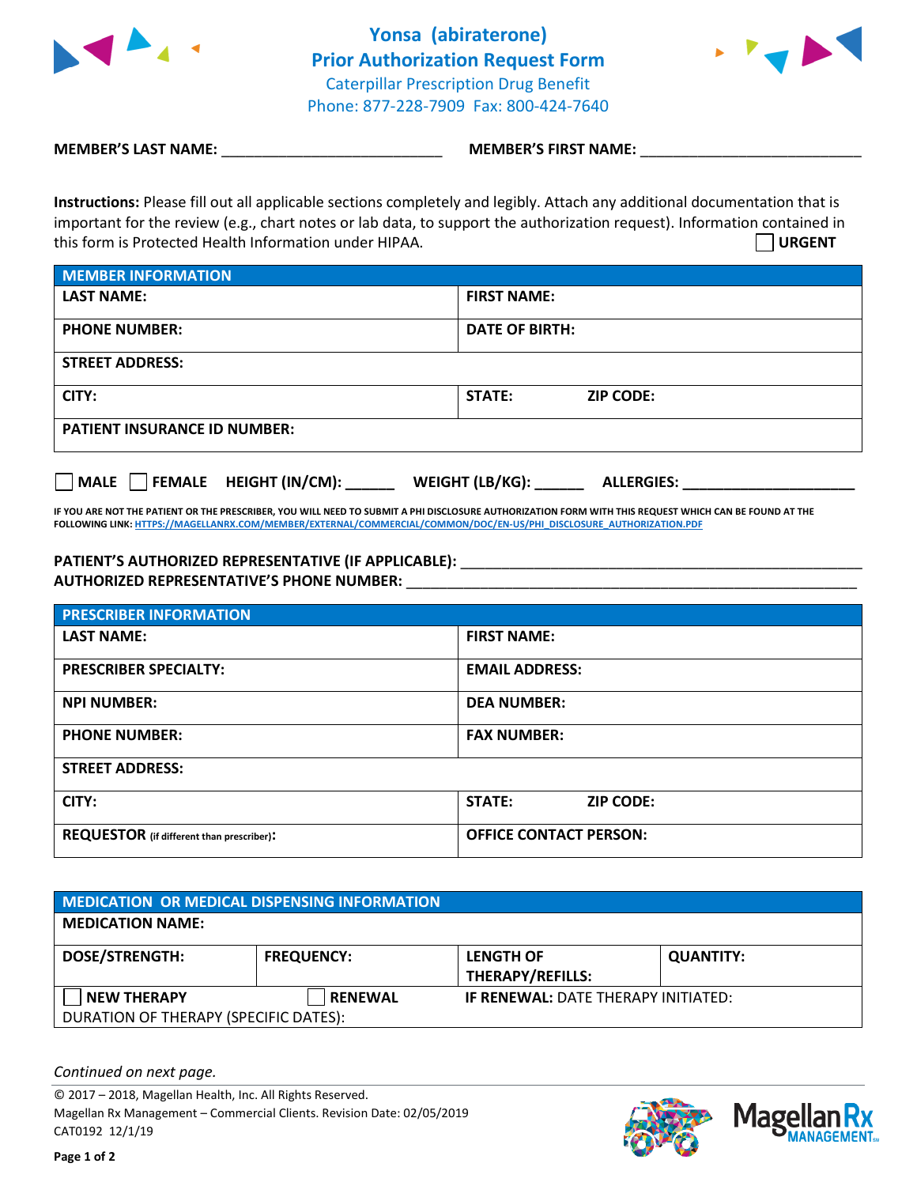# Yonsa (abiraterone)
## Prior Authorization Request Form
Caterpillar Prescription Drug Benefit
Phone: 877-228-7909 Fax: 800-424-7640

**MEMBER'S LAST NAME:** ___________________________ **MEMBER'S FIRST NAME:** ___________________________

**Instructions:** Please fill out all applicable sections completely and legibly. Attach any additional documentation that is important for the review (e.g., chart notes or lab data, to support the authorization request). Information contained in this form is Protected Health Information under HIPAA.

☐ **URGENT**

| **MEMBER INFORMATION** | | |
|---|---|---|
| **LAST NAME:** | **FIRST NAME:** | |
| **PHONE NUMBER:** | **DATE OF BIRTH:** | |
| **STREET ADDRESS:** | | |
| **CITY:** | **STATE:** | **ZIP CODE:** |
| **PATIENT INSURANCE ID NUMBER:** | | |

☐ **MALE** ☐ **FEMALE** **HEIGHT (IN/CM):** ______ **WEIGHT (LB/KG):** ______ **ALLERGIES:** ____________________

**IF YOU ARE NOT THE PATIENT OR THE PRESCRIBER, YOU WILL NEED TO SUBMIT A PHI DISCLOSURE AUTHORIZATION FORM WITH THIS REQUEST WHICH CAN BE FOUND AT THE FOLLOWING LINK: HTTPS://MAGELLANRX.COM/MEMBER/EXTERNAL/COMMERCIAL/COMMON/DOC/EN-US/PHI_DISCLOSURE_AUTHORIZATION.PDF**

**PATIENT'S AUTHORIZED REPRESENTATIVE (IF APPLICABLE):** ____________________________________________
**AUTHORIZED REPRESENTATIVE'S PHONE NUMBER:** ____________________________________________

| **PRESCRIBER INFORMATION** | | |
|---|---|---|
| **LAST NAME:** | **FIRST NAME:** | |
| **PRESCRIBER SPECIALTY:** | **EMAIL ADDRESS:** | |
| **NPI NUMBER:** | **DEA NUMBER:** | |
| **PHONE NUMBER:** | **FAX NUMBER:** | |
| **STREET ADDRESS:** | | |
| **CITY:** | **STATE:** | **ZIP CODE:** |
| **REQUESTOR** (if different than prescriber): | **OFFICE CONTACT PERSON:** | |

| **MEDICATION OR MEDICAL DISPENSING INFORMATION** | | | |
|---|---|---|---|
| **MEDICATION NAME:** | | | |
| **DOSE/STRENGTH:** | **FREQUENCY:** | **LENGTH OF THERAPY/REFILLS:** | **QUANTITY:** |
| ☐ **NEW THERAPY** | ☐ **RENEWAL** | **IF RENEWAL:** DATE THERAPY INITIATED: | |
| DURATION OF THERAPY (SPECIFIC DATES): | | | |

*Continued on next page.*

© 2017 – 2018, Magellan Health, Inc. All Rights Reserved.
Magellan Rx Management – Commercial Clients. Revision Date: 02/05/2019
CAT0192 12/1/19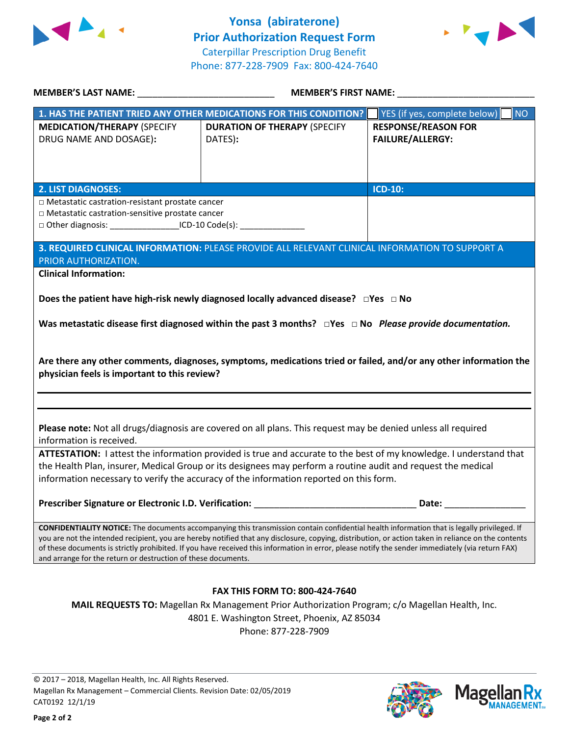# Yonsa (abiraterone) Prior Authorization Request Form

Caterpillar Prescription Drug Benefit
Phone: 877-228-7909 Fax: 800-424-7640

**MEMBER'S LAST NAME:** ___________________________ **MEMBER'S FIRST NAME:** ___________________________

| **1. HAS THE PATIENT TRIED ANY OTHER MEDICATIONS FOR THIS CONDITION?** | | ☐ YES (if yes, complete below) ☐ NO |
|---|---|---|
| **MEDICATION/THERAPY** (SPECIFY DRUG NAME AND DOSAGE)**:** | **DURATION OF THERAPY** (SPECIFY DATES)**:** | **RESPONSE/REASON FOR FAILURE/ALLERGY:** |
| | | |

| **2. LIST DIAGNOSES:** | **ICD-10:** |
|---|---|
| □ Metastatic castration-resistant prostate cancer<br>□ Metastatic castration-sensitive prostate cancer<br>□ Other diagnosis: _______________ICD-10 Code(s): ______________ | |

**3. REQUIRED CLINICAL INFORMATION:** PLEASE PROVIDE ALL RELEVANT CLINICAL INFORMATION TO SUPPORT A PRIOR AUTHORIZATION.

**Clinical Information:**

**Does the patient have high-risk newly diagnosed locally advanced disease?** □Yes □ No

**Was metastatic disease first diagnosed within the past 3 months?** □Yes □ No *Please provide documentation.*

**Are there any other comments, diagnoses, symptoms, medications tried or failed, and/or any other information the physician feels is important to this review?**

___________________________________________________________________________

___________________________________________________________________________

**Please note:** Not all drugs/diagnosis are covered on all plans. This request may be denied unless all required information is received.

**ATTESTATION:** I attest the information provided is true and accurate to the best of my knowledge. I understand that the Health Plan, insurer, Medical Group or its designees may perform a routine audit and request the medical information necessary to verify the accuracy of the information reported on this form.

**Prescriber Signature or Electronic I.D. Verification:** _________________________________ **Date:** ________________

**CONFIDENTIALITY NOTICE:** The documents accompanying this transmission contain confidential health information that is legally privileged. If you are not the intended recipient, you are hereby notified that any disclosure, copying, distribution, or action taken in reliance on the contents of these documents is strictly prohibited. If you have received this information in error, please notify the sender immediately (via return FAX) and arrange for the return or destruction of these documents.

**FAX THIS FORM TO: 800-424-7640**

**MAIL REQUESTS TO:** Magellan Rx Management Prior Authorization Program; c/o Magellan Health, Inc.
4801 E. Washington Street, Phoenix, AZ 85034
Phone: 877-228-7909

© 2017 – 2018, Magellan Health, Inc. All Rights Reserved.
Magellan Rx Management – Commercial Clients. Revision Date: 02/05/2019
CAT0192 12/1/19